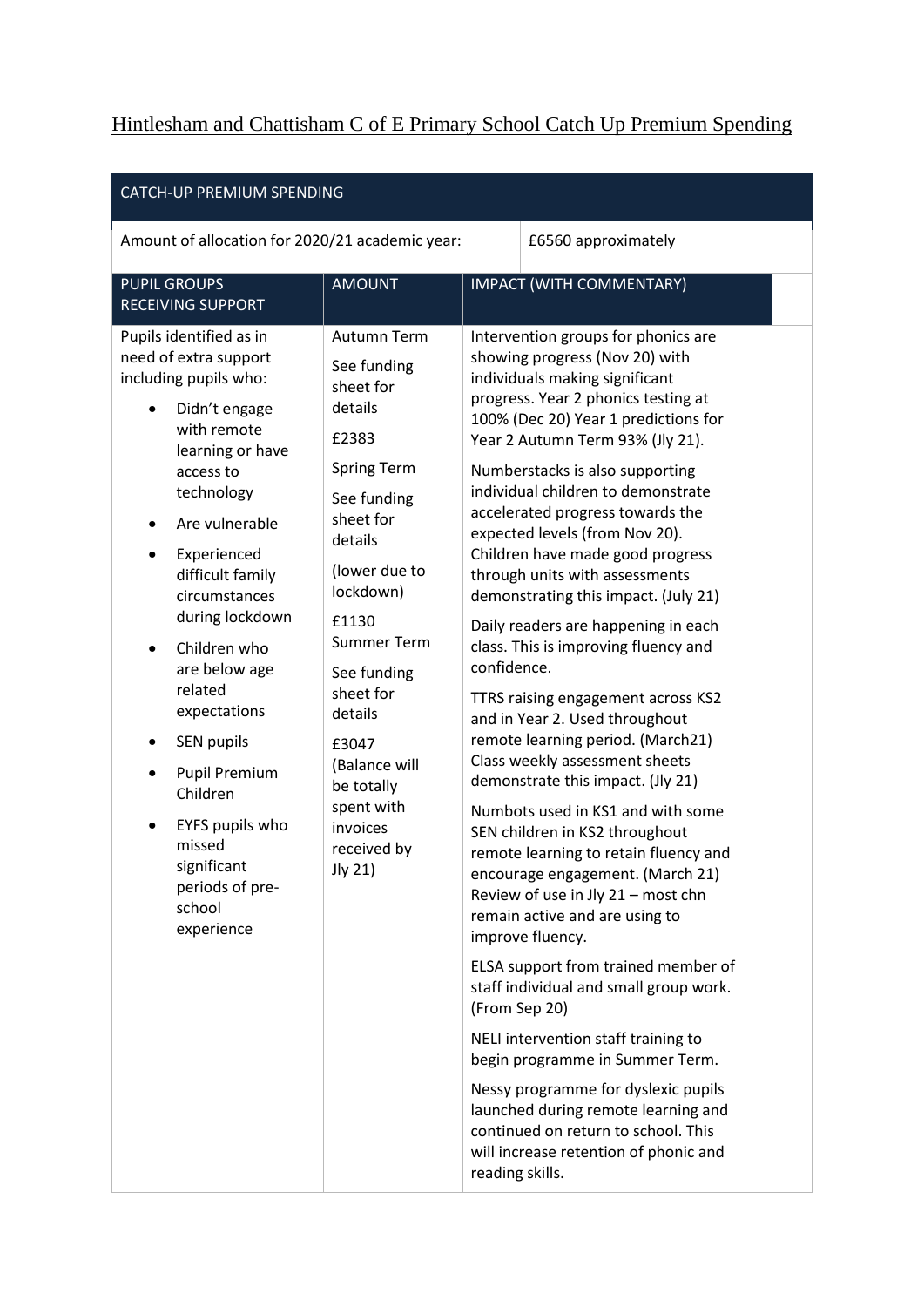# Hintlesham and Chattisham C of E Primary School Catch Up Premium Spending

| CATCH-UP PREMIUM SPENDING | | |
|---|---|---|
| Amount of allocation for 2020/21 academic year: | | £6560 approximately |
| **PUPIL GROUPS RECEIVING SUPPORT** | **AMOUNT** | **IMPACT (WITH COMMENTARY)** |
| Pupils identified as in need of extra support including pupils who:<br>• Didn't engage with remote learning or have access to technology<br>• Are vulnerable<br>• Experienced difficult family circumstances during lockdown<br>• Children who are below age related expectations<br>• SEN pupils<br>• Pupil Premium Children<br>• EYFS pupils who missed significant periods of pre-school experience | Autumn Term<br>See funding sheet for details<br>£2383<br>Spring Term<br>See funding sheet for details<br>(lower due to lockdown)<br>£1130<br>Summer Term<br>See funding sheet for details<br>£3047<br>(Balance will be totally spent with invoices received by Jly 21) | Intervention groups for phonics are showing progress (Nov 20) with individuals making significant progress. Year 2 phonics testing at 100% (Dec 20) Year 1 predictions for Year 2 Autumn Term 93% (Jly 21).<br>Numberstacks is also supporting individual children to demonstrate accelerated progress towards the expected levels (from Nov 20). Children have made good progress through units with assessments demonstrating this impact. (July 21)<br>Daily readers are happening in each class. This is improving fluency and confidence.<br>TTRS raising engagement across KS2 and in Year 2. Used throughout remote learning period. (March21) Class weekly assessment sheets demonstrate this impact. (Jly 21)<br>Numbots used in KS1 and with some SEN children in KS2 throughout remote learning to retain fluency and encourage engagement. (March 21) Review of use in Jly 21 – most chn remain active and are using to improve fluency.<br>ELSA support from trained member of staff individual and small group work. (From Sep 20)<br>NELI intervention staff training to begin programme in Summer Term.<br>Nessy programme for dyslexic pupils launched during remote learning and continued on return to school. This will increase retention of phonic and reading skills. |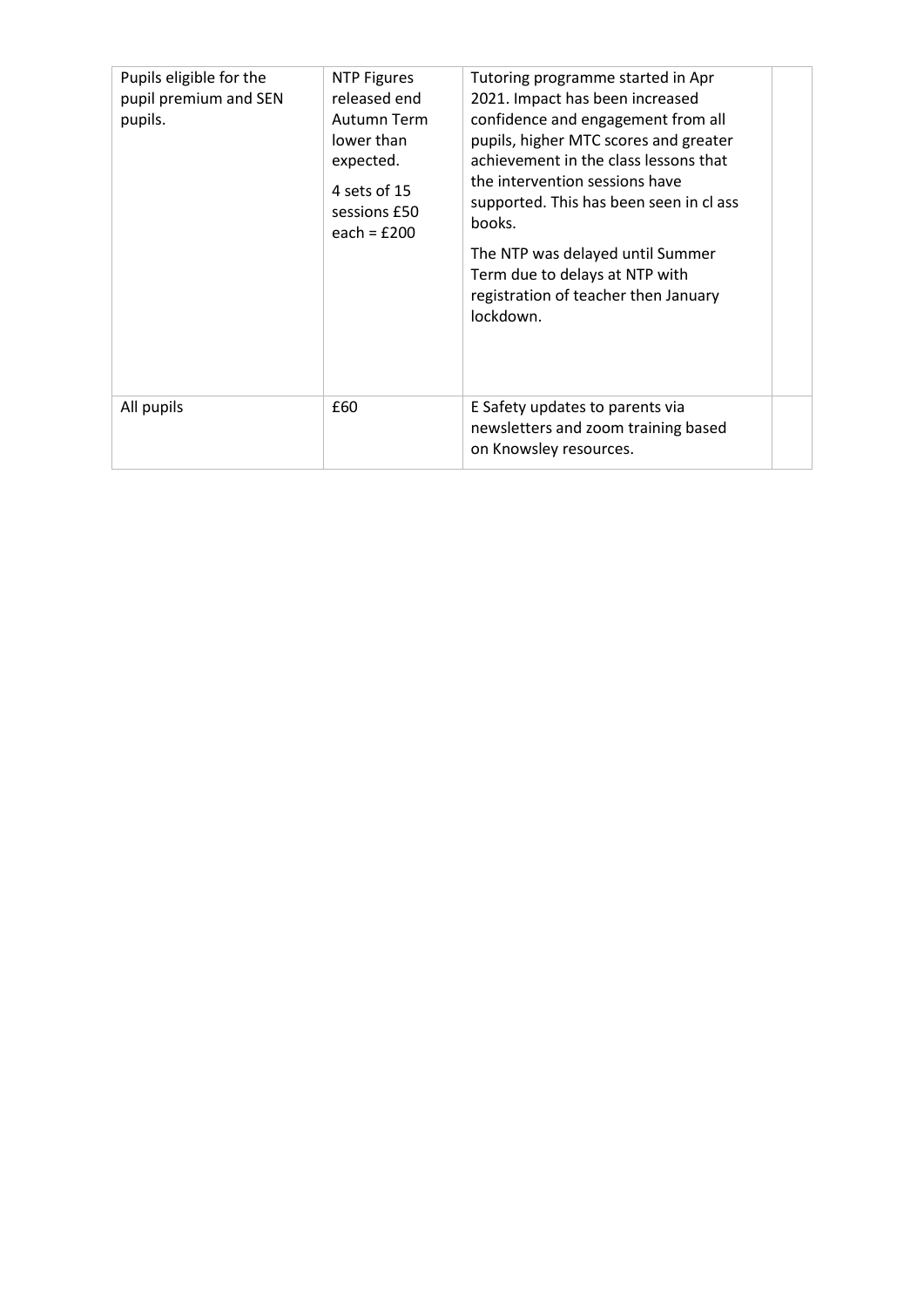| | | | |
|---|---|---|---|
| Pupils eligible for the pupil premium and SEN pupils. | NTP Figures released end Autumn Term lower than expected.<br><br>4 sets of 15 sessions £50 each = £200 | Tutoring programme started in Apr 2021. Impact has been increased confidence and engagement from all pupils, higher MTC scores and greater achievement in the class lessons that the intervention sessions have supported. This has been seen in cl ass books.<br><br>The NTP was delayed until Summer Term due to delays at NTP with registration of teacher then January lockdown. | |
| All pupils | £60 | E Safety updates to parents via newsletters and zoom training based on Knowsley resources. | |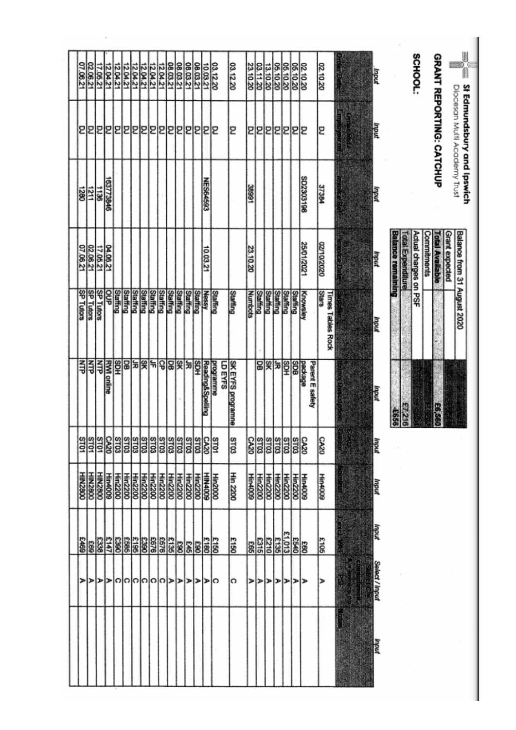**St Edmundsbury and Ipswich**
Diocesan Multi Academy Trust

# GRANT REPORTING: CATCHUP

## SCHOOL:

| | |
|---|---|
| Balance from 31 August 2020 | |
| Grant expected | |
| **Total Available** | **£6,560** |
| Commitments | |
| Actual charges on PSF | |
| Total Expenditure | £7,216 |
| **Balance remaining** | **-£656** |

| Input | Input | Input | Input | Input | Input | Input | Input | Input | Select / Input | Input |
|---|---|---|---|---|---|---|---|---|---|---|
| Order Date | Order Ref / Employee ref | Invoice Ref | Invoice Date | Supplier | Items Description | Cost Centre | Nominal | £ NO VAT | Select C = commitment A = invoice on PSF | Notes |
| 02.10.20 | DJ | 37384 | 02/10/2020 | Times Tables Rock Stars | | CA20 | Hin4009 | £105 | A | |
| 02.10.20 | DJ | SD2303198 | 25/01/2021 | Knowsley | Parent E safety package | CA20 | Hin4009 | £60 | A | |
| 05.10.20 | DJ | | | Staffing | SDB | ST03 | Hin2200 | £540 | A | |
| 05.10.20 | DJ | | | Staffing | SDH | ST03 | Hin2200 | £1,013 | A | |
| 05.10.20 | DJ | | | Staffing | JR | ST03 | Hin2200 | £135 | A | |
| 13.10.20 | DJ | | | Staffing | SK | ST03 | Hin2200 | £210 | A | |
| 03.11.20 | DJ | | | Staffing | DB | ST03 | Hin2200 | £315 | A | |
| 23.10.20 | DJ | 38991 | 23.10.20 | Numbots | | CA20 | Hin4009 | £65 | A | |
| 03.12.20 | DJ | | | Staffing | SK EYFS programme | ST03 | Hin 2200 | £150 | C | |
| 03.12.20 | DJ | | | Staffing | LD EYFS programme | ST01 | Hin2000 | £150 | C | |
| 10.03.21 | DJ | NES64593 | 10.03.21 | Nessy | Reading&Spelling | CA20 | HIN4009 | £180 | A | |
| 08.03.21 | DJ | | | Staffing | SDH | ST03 | Hin2200 | £90 | A | |
| 08.03.21 | DJ | | | Staffing | JR | ST03 | Hin2200 | £45 | A | |
| 08.03.21 | DJ | | | Staffing | SK | ST03 | Hin2200 | £90 | A | |
| 08.03.21 | DJ | | | Staffing | DB | ST03 | Hin2200 | £135 | A | |
| 12.04.21 | DJ | | | Staffing | CP | ST03 | Hin2200 | £576 | C | |
| 12.04.21 | DJ | | | Staffing | JF | ST03 | Hin2200 | £576 | C | |
| 12.04.21 | DJ | | | Staffing | SK | ST03 | Hin2200 | £390 | C | |
| 12.04.21 | DJ | | | Staffing | JR | ST03 | Hin2200 | £195 | C | |
| 12.04.21 | DJ | | | Staffing | DB | ST03 | Hin2200 | £585 | C | |
| 12.04.21 | DJ | | | Staffing | SDH | ST03 | Hin2200 | £390 | C | |
| 12.04.21 | DJ | 163773846 | 04.06.21 | OUP | RWI online | CA20 | Hin4009 | £147 | A | |
| 17.05.21 | DJ | 1136 | 17.05.21 | SP Tutors | NTP | ST01 | HIN2800 | £338 | A | |
| 02.06.21 | DJ | 1211 | 02.06.21 | SP Tutors | NTP | ST01 | HIN2800 | £69 | A | |
| 07.06.21 | DJ | 1280 | 07.06.21 | SP Tutors | NTP | ST01 | HIN2800 | £469 | A | |